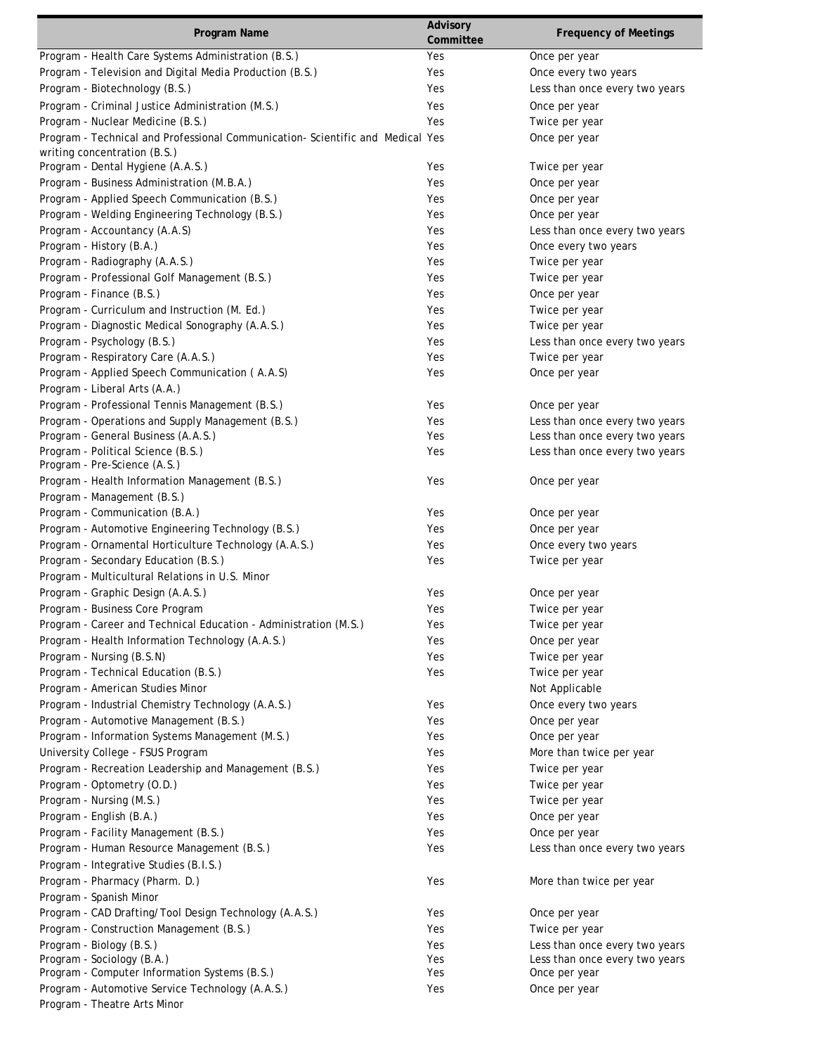| Program Name | Advisory Committee | Frequency of Meetings |
|---|---|---|
| Program - Health Care Systems Administration (B.S.) | Yes | Once per year |
| Program - Television and Digital Media Production (B.S.) | Yes | Once every two years |
| Program - Biotechnology (B.S.) | Yes | Less than once every two years |
| Program - Criminal Justice Administration (M.S.) | Yes | Once per year |
| Program - Nuclear Medicine (B.S.) | Yes | Twice per year |
| Program - Technical and Professional Communication- Scientific and Medical writing concentration (B.S.) | Yes | Once per year |
| Program - Dental Hygiene (A.A.S.) | Yes | Twice per year |
| Program - Business Administration (M.B.A.) | Yes | Once per year |
| Program - Applied Speech Communication (B.S.) | Yes | Once per year |
| Program - Welding Engineering Technology (B.S.) | Yes | Once per year |
| Program - Accountancy (A.A.S) | Yes | Less than once every two years |
| Program - History (B.A.) | Yes | Once every two years |
| Program - Radiography (A.A.S.) | Yes | Twice per year |
| Program - Professional Golf Management (B.S.) | Yes | Twice per year |
| Program - Finance (B.S.) | Yes | Once per year |
| Program - Curriculum and Instruction (M. Ed.) | Yes | Twice per year |
| Program - Diagnostic Medical Sonography (A.A.S.) | Yes | Twice per year |
| Program - Psychology (B.S.) | Yes | Less than once every two years |
| Program - Respiratory Care (A.A.S.) | Yes | Twice per year |
| Program - Applied Speech Communication ( A.A.S) | Yes | Once per year |
| Program - Liberal Arts (A.A.) | | |
| Program - Professional Tennis Management (B.S.) | Yes | Once per year |
| Program - Operations and Supply Management (B.S.) | Yes | Less than once every two years |
| Program - General Business (A.A.S.) | Yes | Less than once every two years |
| Program - Political Science (B.S.) | Yes | Less than once every two years |
| Program - Pre-Science (A.S.) | | |
| Program - Health Information Management (B.S.) | Yes | Once per year |
| Program - Management (B.S.) | | |
| Program - Communication (B.A.) | Yes | Once per year |
| Program - Automotive Engineering Technology (B.S.) | Yes | Once per year |
| Program - Ornamental Horticulture Technology (A.A.S.) | Yes | Once every two years |
| Program - Secondary Education (B.S.) | Yes | Twice per year |
| Program - Multicultural Relations in U.S. Minor | | |
| Program - Graphic Design (A.A.S.) | Yes | Once per year |
| Program - Business Core Program | Yes | Twice per year |
| Program - Career and Technical Education - Administration (M.S.) | Yes | Twice per year |
| Program - Health Information Technology (A.A.S.) | Yes | Once per year |
| Program - Nursing (B.S.N) | Yes | Twice per year |
| Program - Technical Education (B.S.) | Yes | Twice per year |
| Program - American Studies Minor | | Not Applicable |
| Program - Industrial Chemistry Technology (A.A.S.) | Yes | Once every two years |
| Program - Automotive Management (B.S.) | Yes | Once per year |
| Program - Information Systems Management (M.S.) | Yes | Once per year |
| University College - FSUS Program | Yes | More than twice per year |
| Program - Recreation Leadership and Management (B.S.) | Yes | Twice per year |
| Program - Optometry (O.D.) | Yes | Twice per year |
| Program - Nursing (M.S.) | Yes | Twice per year |
| Program - English (B.A.) | Yes | Once per year |
| Program - Facility Management (B.S.) | Yes | Once per year |
| Program - Human Resource Management (B.S.) | Yes | Less than once every two years |
| Program - Integrative Studies (B.I.S.) | | |
| Program - Pharmacy (Pharm. D.) | Yes | More than twice per year |
| Program - Spanish Minor | | |
| Program - CAD Drafting/Tool Design Technology (A.A.S.) | Yes | Once per year |
| Program - Construction Management (B.S.) | Yes | Twice per year |
| Program - Biology (B.S.) | Yes | Less than once every two years |
| Program - Sociology (B.A.) | Yes | Less than once every two years |
| Program - Computer Information Systems (B.S.) | Yes | Once per year |
| Program - Automotive Service Technology (A.A.S.) | Yes | Once per year |
| Program - Theatre Arts Minor | | |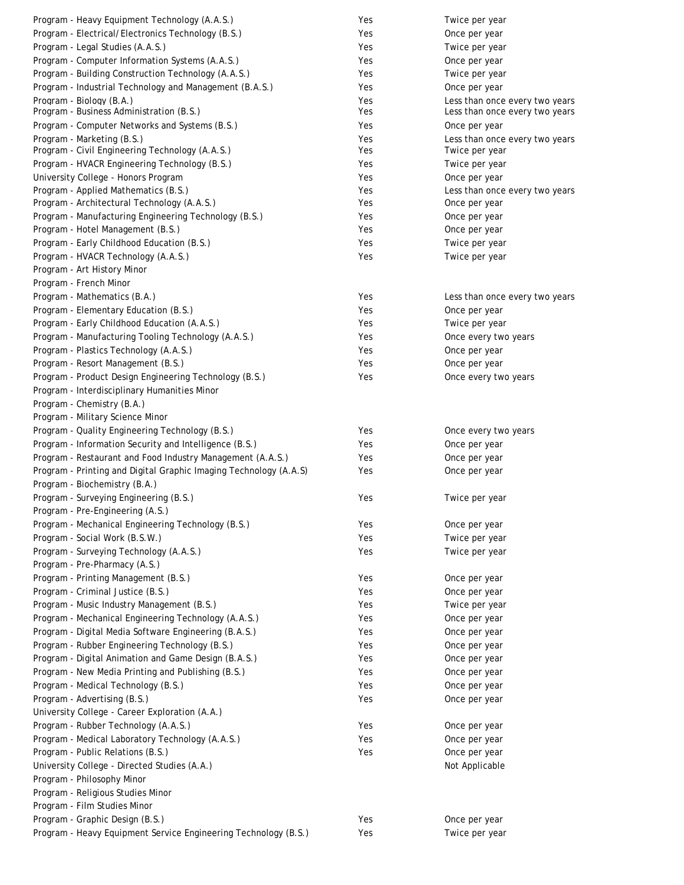| | | |
|---|---|---|
| Program - Heavy Equipment Technology (A.A.S.) | Yes | Twice per year |
| Program - Electrical/Electronics Technology (B.S.) | Yes | Once per year |
| Program - Legal Studies (A.A.S.) | Yes | Twice per year |
| Program - Computer Information Systems (A.A.S.) | Yes | Once per year |
| Program - Building Construction Technology (A.A.S.) | Yes | Twice per year |
| Program - Industrial Technology and Management (B.A.S.) | Yes | Once per year |
| Program - Biology (B.A.) | Yes | Less than once every two years |
| Program - Business Administration (B.S.) | Yes | Less than once every two years |
| Program - Computer Networks and Systems (B.S.) | Yes | Once per year |
| Program - Marketing (B.S.) | Yes | Less than once every two years |
| Program - Civil Engineering Technology (A.A.S.) | Yes | Twice per year |
| Program - HVACR Engineering Technology (B.S.) | Yes | Twice per year |
| University College - Honors Program | Yes | Once per year |
| Program - Applied Mathematics (B.S.) | Yes | Less than once every two years |
| Program - Architectural Technology (A.A.S.) | Yes | Once per year |
| Program - Manufacturing Engineering Technology (B.S.) | Yes | Once per year |
| Program - Hotel Management (B.S.) | Yes | Once per year |
| Program - Early Childhood Education (B.S.) | Yes | Twice per year |
| Program - HVACR Technology (A.A.S.) | Yes | Twice per year |
| Program - Art History Minor | | |
| Program - French Minor | | |
| Program - Mathematics (B.A.) | Yes | Less than once every two years |
| Program - Elementary Education (B.S.) | Yes | Once per year |
| Program - Early Childhood Education (A.A.S.) | Yes | Twice per year |
| Program - Manufacturing Tooling Technology (A.A.S.) | Yes | Once every two years |
| Program - Plastics Technology (A.A.S.) | Yes | Once per year |
| Program - Resort Management (B.S.) | Yes | Once per year |
| Program - Product Design Engineering Technology (B.S.) | Yes | Once every two years |
| Program - Interdisciplinary Humanities Minor | | |
| Program - Chemistry (B.A.) | | |
| Program - Military Science Minor | | |
| Program - Quality Engineering Technology (B.S.) | Yes | Once every two years |
| Program - Information Security and Intelligence (B.S.) | Yes | Once per year |
| Program - Restaurant and Food Industry Management (A.A.S.) | Yes | Once per year |
| Program - Printing and Digital Graphic Imaging Technology (A.A.S) | Yes | Once per year |
| Program - Biochemistry (B.A.) | | |
| Program - Surveying Engineering (B.S.) | Yes | Twice per year |
| Program - Pre-Engineering (A.S.) | | |
| Program - Mechanical Engineering Technology (B.S.) | Yes | Once per year |
| Program - Social Work (B.S.W.) | Yes | Twice per year |
| Program - Surveying Technology (A.A.S.) | Yes | Twice per year |
| Program - Pre-Pharmacy (A.S.) | | |
| Program - Printing Management (B.S.) | Yes | Once per year |
| Program - Criminal Justice (B.S.) | Yes | Once per year |
| Program - Music Industry Management (B.S.) | Yes | Twice per year |
| Program - Mechanical Engineering Technology (A.A.S.) | Yes | Once per year |
| Program - Digital Media Software Engineering (B.A.S.) | Yes | Once per year |
| Program - Rubber Engineering Technology (B.S.) | Yes | Once per year |
| Program - Digital Animation and Game Design (B.A.S.) | Yes | Once per year |
| Program - New Media Printing and Publishing (B.S.) | Yes | Once per year |
| Program - Medical Technology (B.S.) | Yes | Once per year |
| Program - Advertising (B.S.) | Yes | Once per year |
| University College - Career Exploration (A.A.) | | |
| Program - Rubber Technology (A.A.S.) | Yes | Once per year |
| Program - Medical Laboratory Technology (A.A.S.) | Yes | Once per year |
| Program - Public Relations (B.S.) | Yes | Once per year |
| University College - Directed Studies (A.A.) | | Not Applicable |
| Program - Philosophy Minor | | |
| Program - Religious Studies Minor | | |
| Program - Film Studies Minor | | |
| Program - Graphic Design (B.S.) | Yes | Once per year |
| Program - Heavy Equipment Service Engineering Technology (B.S.) | Yes | Twice per year |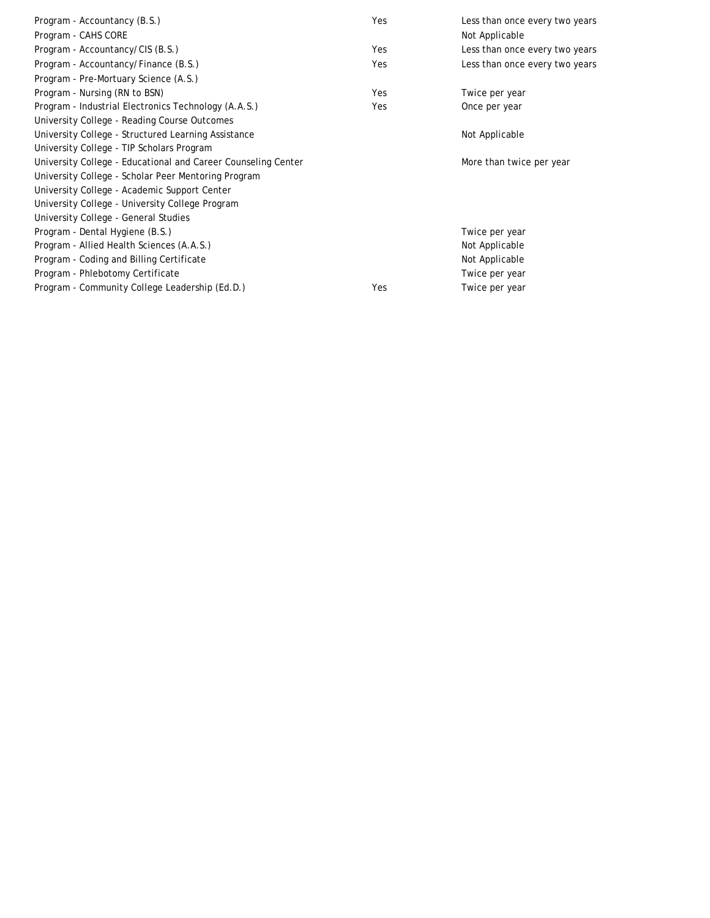| | | |
|---|---|---|
| Program - Accountancy (B.S.) | Yes | Less than once every two years |
| Program - CAHS CORE | | Not Applicable |
| Program - Accountancy/CIS (B.S.) | Yes | Less than once every two years |
| Program - Accountancy/Finance (B.S.) | Yes | Less than once every two years |
| Program - Pre-Mortuary Science (A.S.) | | |
| Program - Nursing (RN to BSN) | Yes | Twice per year |
| Program - Industrial Electronics Technology (A.A.S.) | Yes | Once per year |
| University College - Reading Course Outcomes | | |
| University College - Structured Learning Assistance | | Not Applicable |
| University College - TIP Scholars Program | | |
| University College - Educational and Career Counseling Center | | More than twice per year |
| University College - Scholar Peer Mentoring Program | | |
| University College - Academic Support Center | | |
| University College - University College Program | | |
| University College - General Studies | | |
| Program - Dental Hygiene (B.S.) | | Twice per year |
| Program - Allied Health Sciences (A.A.S.) | | Not Applicable |
| Program - Coding and Billing Certificate | | Not Applicable |
| Program - Phlebotomy Certificate | | Twice per year |
| Program - Community College Leadership (Ed.D.) | Yes | Twice per year |